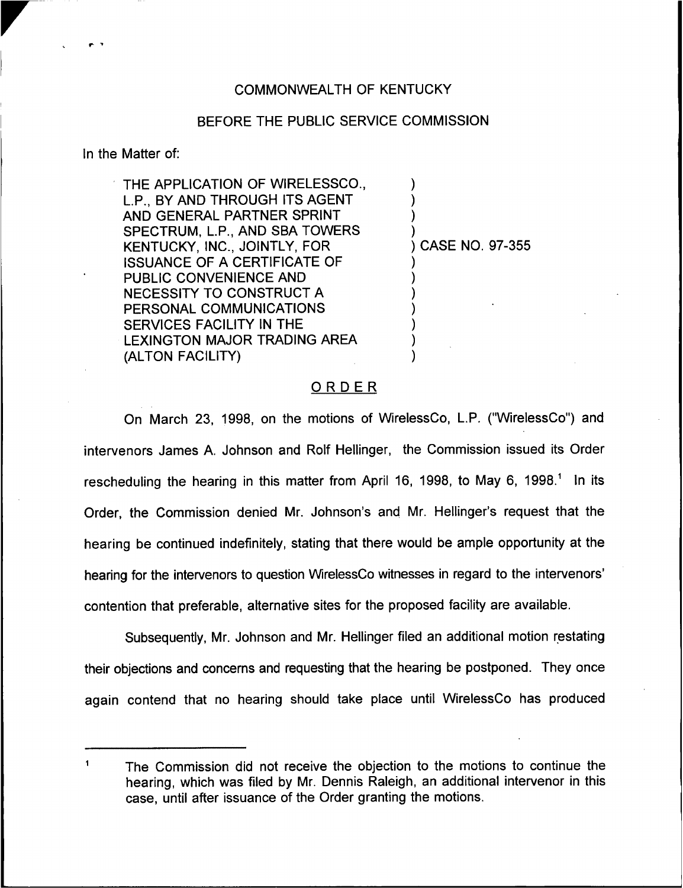COMMONWEALTH OF KENTUCKY

BEFORE THE PUBLIC SERVICE COMMISSION

In the Matter of:

| | |
|---|---|
| THE APPLICATION OF WIRELESSCO., L.P., BY AND THROUGH ITS AGENT AND GENERAL PARTNER SPRINT SPECTRUM, L.P., AND SBA TOWERS KENTUCKY, INC., JOINTLY, FOR ISSUANCE OF A CERTIFICATE OF PUBLIC CONVENIENCE AND NECESSITY TO CONSTRUCT A PERSONAL COMMUNICATIONS SERVICES FACILITY IN THE LEXINGTON MAJOR TRADING AREA (ALTON FACILITY) | ) CASE NO. 97-355 |

## ORDER

On March 23, 1998, on the motions of WirelessCo, L.P. ("WirelessCo") and intervenors James A. Johnson and Rolf Hellinger, the Commission issued its Order rescheduling the hearing in this matter from April 16, 1998, to May 6, 1998.[1] In its Order, the Commission denied Mr. Johnson's and Mr. Hellinger's request that the hearing be continued indefinitely, stating that there would be ample opportunity at the hearing for the intervenors to question WirelessCo witnesses in regard to the intervenors' contention that preferable, alternative sites for the proposed facility are available.

Subsequently, Mr. Johnson and Mr. Hellinger filed an additional motion restating their objections and concerns and requesting that the hearing be postponed. They once again contend that no hearing should take place until WirelessCo has produced

---

[1] The Commission did not receive the objection to the motions to continue the hearing, which was filed by Mr. Dennis Raleigh, an additional intervenor in this case, until after issuance of the Order granting the motions.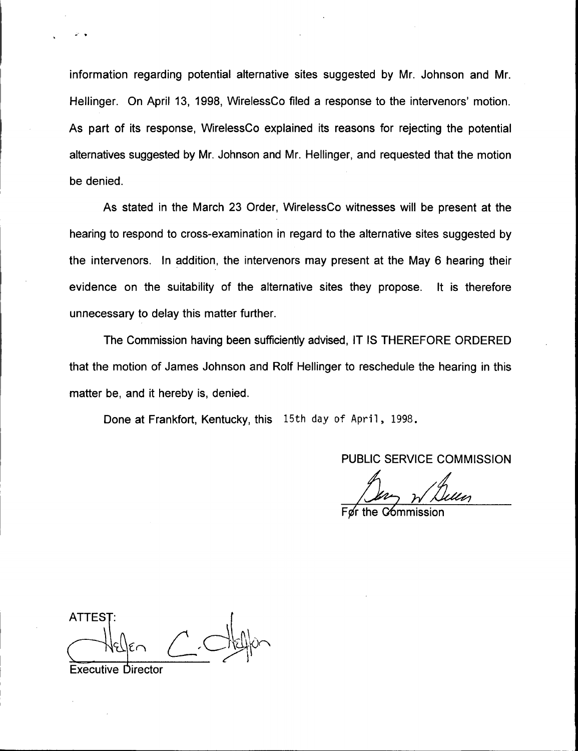information regarding potential alternative sites suggested by Mr. Johnson and Mr. Hellinger. On April 13, 1998, WirelessCo filed a response to the intervenors' motion. As part of its response, WirelessCo explained its reasons for rejecting the potential alternatives suggested by Mr. Johnson and Mr. Hellinger, and requested that the motion be denied.

As stated in the March 23 Order, WirelessCo witnesses will be present at the hearing to respond to cross-examination in regard to the alternative sites suggested by the intervenors. In addition, the intervenors may present at the May 6 hearing their evidence on the suitability of the alternative sites they propose. It is therefore unnecessary to delay this matter further.

The Commission having been sufficiently advised, IT IS THEREFORE ORDERED that the motion of James Johnson and Rolf Hellinger to reschedule the hearing in this matter be, and it hereby is, denied.

Done at Frankfort, Kentucky, this 15th day of April, 1998.

PUBLIC SERVICE COMMISSION

For the Commission

ATTEST:

Executive Director